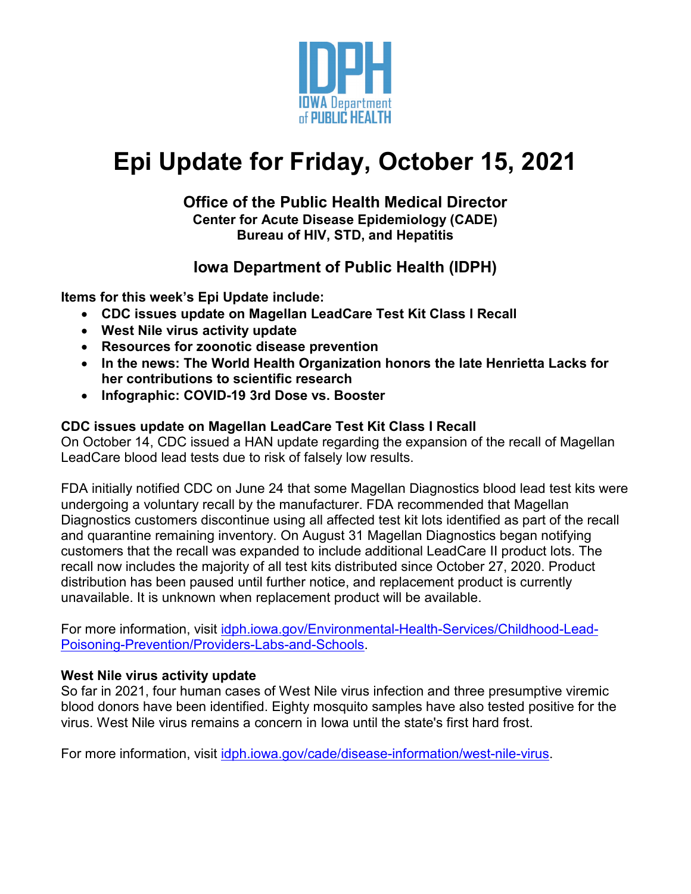IDPH
IOWA Department of PUBLIC HEALTH

# Epi Update for Friday, October 15, 2021

### Office of the Public Health Medical Director
**Center for Acute Disease Epidemiology (CADE)**
**Bureau of HIV, STD, and Hepatitis**

### Iowa Department of Public Health (IDPH)

**Items for this week's Epi Update include:**

- **CDC issues update on Magellan LeadCare Test Kit Class I Recall**
- **West Nile virus activity update**
- **Resources for zoonotic disease prevention**
- **In the news: The World Health Organization honors the late Henrietta Lacks for her contributions to scientific research**
- **Infographic: COVID-19 3rd Dose vs. Booster**

**CDC issues update on Magellan LeadCare Test Kit Class I Recall**

On October 14, CDC issued a HAN update regarding the expansion of the recall of Magellan LeadCare blood lead tests due to risk of falsely low results.

FDA initially notified CDC on June 24 that some Magellan Diagnostics blood lead test kits were undergoing a voluntary recall by the manufacturer. FDA recommended that Magellan Diagnostics customers discontinue using all affected test kit lots identified as part of the recall and quarantine remaining inventory. On August 31 Magellan Diagnostics began notifying customers that the recall was expanded to include additional LeadCare II product lots. The recall now includes the majority of all test kits distributed since October 27, 2020. Product distribution has been paused until further notice, and replacement product is currently unavailable. It is unknown when replacement product will be available.

For more information, visit idph.iowa.gov/Environmental-Health-Services/Childhood-Lead-Poisoning-Prevention/Providers-Labs-and-Schools.

**West Nile virus activity update**

So far in 2021, four human cases of West Nile virus infection and three presumptive viremic blood donors have been identified. Eighty mosquito samples have also tested positive for the virus. West Nile virus remains a concern in Iowa until the state's first hard frost.

For more information, visit idph.iowa.gov/cade/disease-information/west-nile-virus.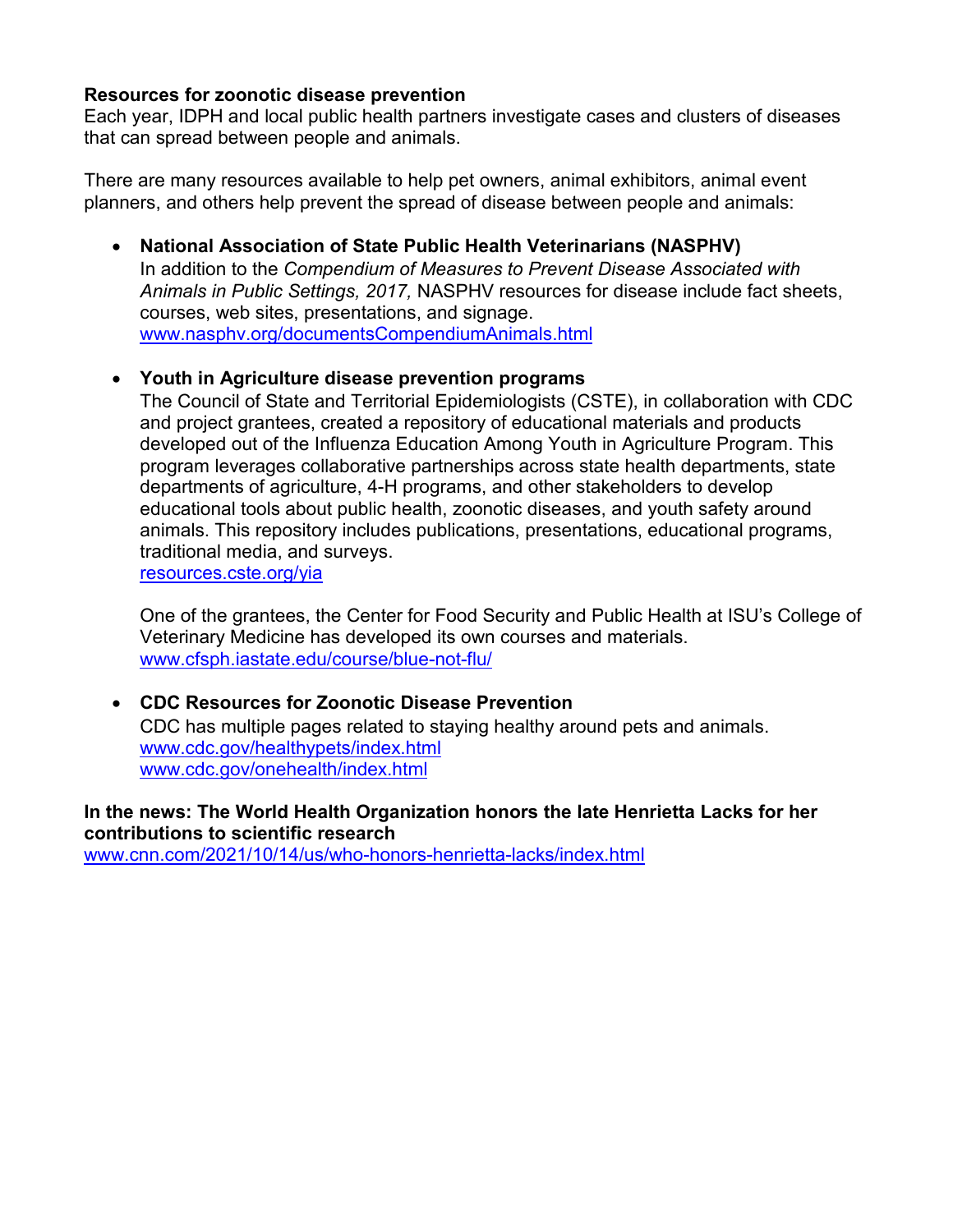**Resources for zoonotic disease prevention**

Each year, IDPH and local public health partners investigate cases and clusters of diseases that can spread between people and animals.

There are many resources available to help pet owners, animal exhibitors, animal event planners, and others help prevent the spread of disease between people and animals:

- **National Association of State Public Health Veterinarians (NASPHV)**
  In addition to the *Compendium of Measures to Prevent Disease Associated with Animals in Public Settings, 2017,* NASPHV resources for disease include fact sheets, courses, web sites, presentations, and signage.
  [www.nasphv.org/documentsCompendiumAnimals.html](www.nasphv.org/documentsCompendiumAnimals.html)

- **Youth in Agriculture disease prevention programs**
  The Council of State and Territorial Epidemiologists (CSTE), in collaboration with CDC and project grantees, created a repository of educational materials and products developed out of the Influenza Education Among Youth in Agriculture Program. This program leverages collaborative partnerships across state health departments, state departments of agriculture, 4-H programs, and other stakeholders to develop educational tools about public health, zoonotic diseases, and youth safety around animals. This repository includes publications, presentations, educational programs, traditional media, and surveys.
  [resources.cste.org/yia](resources.cste.org/yia)

  One of the grantees, the Center for Food Security and Public Health at ISU's College of Veterinary Medicine has developed its own courses and materials.
  [www.cfsph.iastate.edu/course/blue-not-flu/](www.cfsph.iastate.edu/course/blue-not-flu/)

- **CDC Resources for Zoonotic Disease Prevention**
  CDC has multiple pages related to staying healthy around pets and animals.
  [www.cdc.gov/healthypets/index.html](www.cdc.gov/healthypets/index.html)
  [www.cdc.gov/onehealth/index.html](www.cdc.gov/onehealth/index.html)

**In the news: The World Health Organization honors the late Henrietta Lacks for her contributions to scientific research**

[www.cnn.com/2021/10/14/us/who-honors-henrietta-lacks/index.html](www.cnn.com/2021/10/14/us/who-honors-henrietta-lacks/index.html)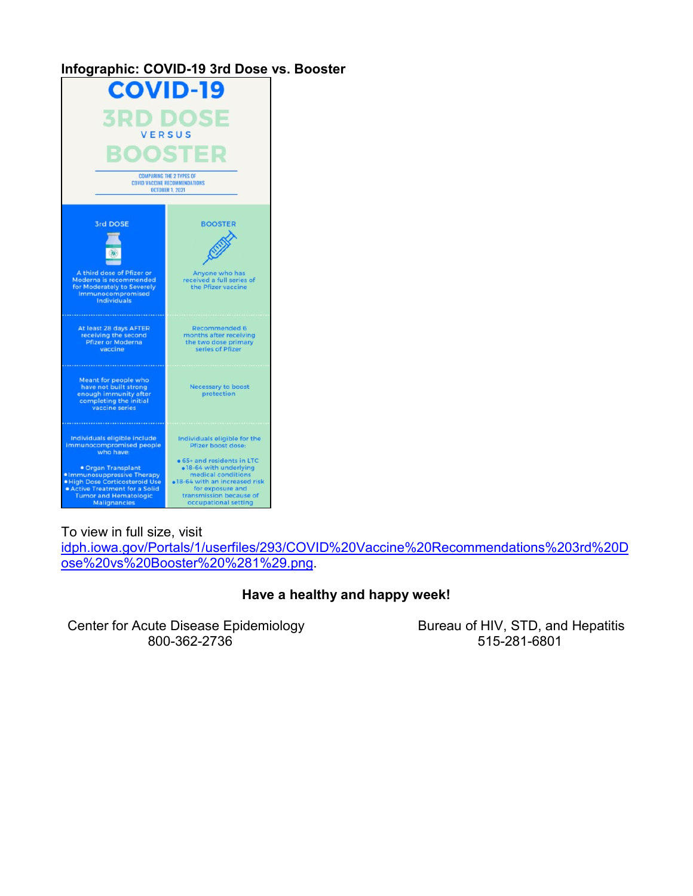**Infographic: COVID-19 3rd Dose vs. Booster**

# COVID-19

## 3RD DOSE VERSUS BOOSTER

COMPARING THE 2 TYPES OF
COVID VACCINE RECOMMENDATIONS
OCTOBER 1, 2021

| 3rd DOSE | BOOSTER |
| --- | --- |
| A third dose of Pfizer or Moderna is recommended for Moderately to Severely Immunocompromised Individuals | Anyone who has received a full series of the Pfizer vaccine |
| At least 28 days AFTER receiving the second Pfizer or Moderna vaccine | Recommended 6 months after receiving the two dose primary series of Pfizer |
| Meant for people who have not built strong enough immunity after completing the initial vaccine series | Necessary to boost protection |
| Individuals eligible include immunocompromised people who have:<br>• Organ Transplant<br>• Immunosuppressive Therapy<br>• High Dose Corticosteroid Use<br>• Active Treatment for a Solid Tumor and Hematologic Malignancies | Individuals eligible for the Pfizer boost dose:<br>• 65+ and residents in LTC<br>• 18-64 with underlying medical conditions<br>• 18-64 with an increased risk for exposure and transmission because of occupational setting |

To view in full size, visit [idph.iowa.gov/Portals/1/userfiles/293/COVID%20Vaccine%20Recommendations%203rd%20Dose%20vs%20Booster%20%281%29.png](idph.iowa.gov/Portals/1/userfiles/293/COVID%20Vaccine%20Recommendations%203rd%20Dose%20vs%20Booster%20%281%29.png).

**Have a healthy and happy week!**

Center for Acute Disease Epidemiology
800-362-2736

Bureau of HIV, STD, and Hepatitis
515-281-6801